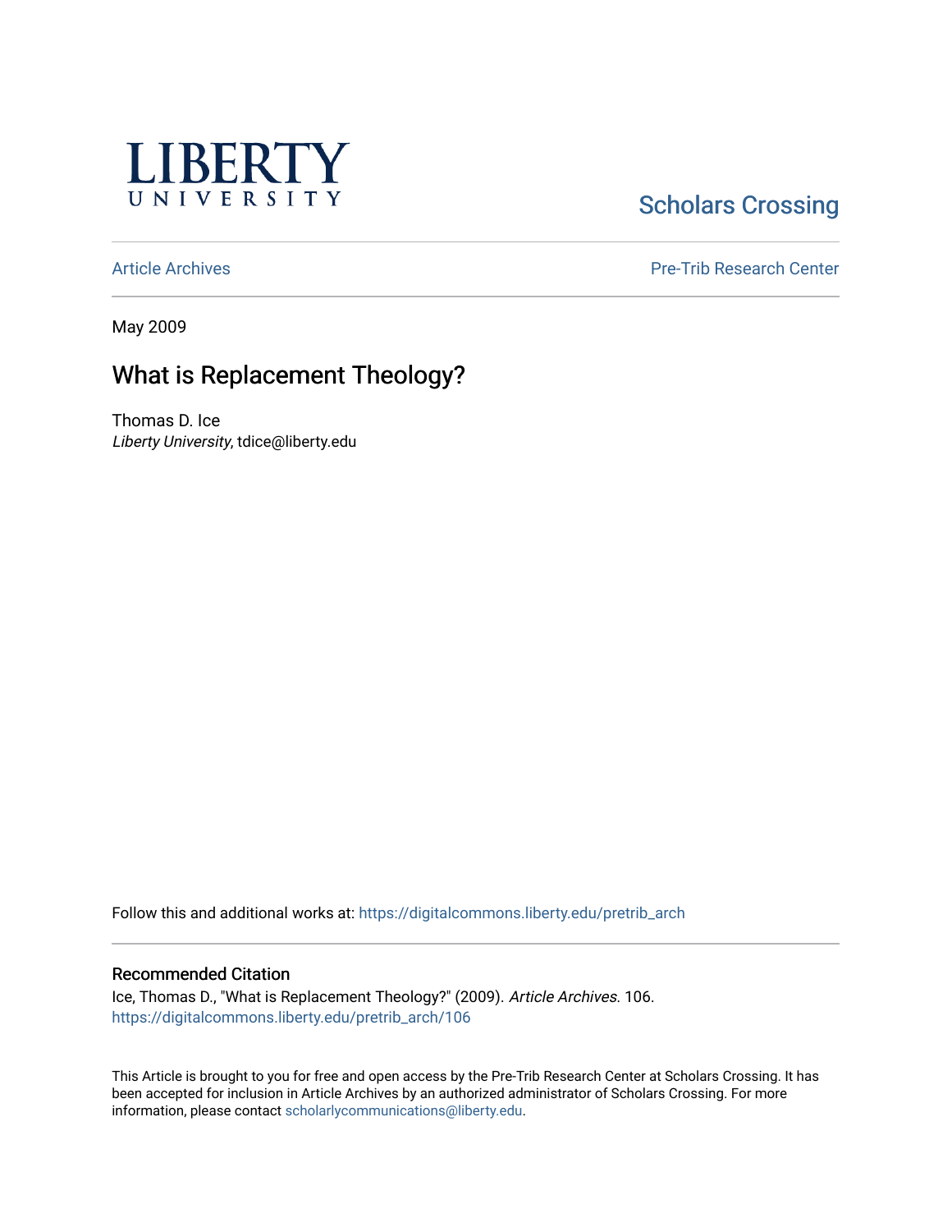LIBERTY UNIVERSITY

Scholars Crossing

Article Archives

Pre-Trib Research Center

May 2009

# What is Replacement Theology?

Thomas D. Ice
*Liberty University*, tdice@liberty.edu

Follow this and additional works at: https://digitalcommons.liberty.edu/pretrib_arch

## Recommended Citation

Ice, Thomas D., "What is Replacement Theology?" (2009). *Article Archives*. 106.
https://digitalcommons.liberty.edu/pretrib_arch/106

This Article is brought to you for free and open access by the Pre-Trib Research Center at Scholars Crossing. It has been accepted for inclusion in Article Archives by an authorized administrator of Scholars Crossing. For more information, please contact scholarlycommunications@liberty.edu.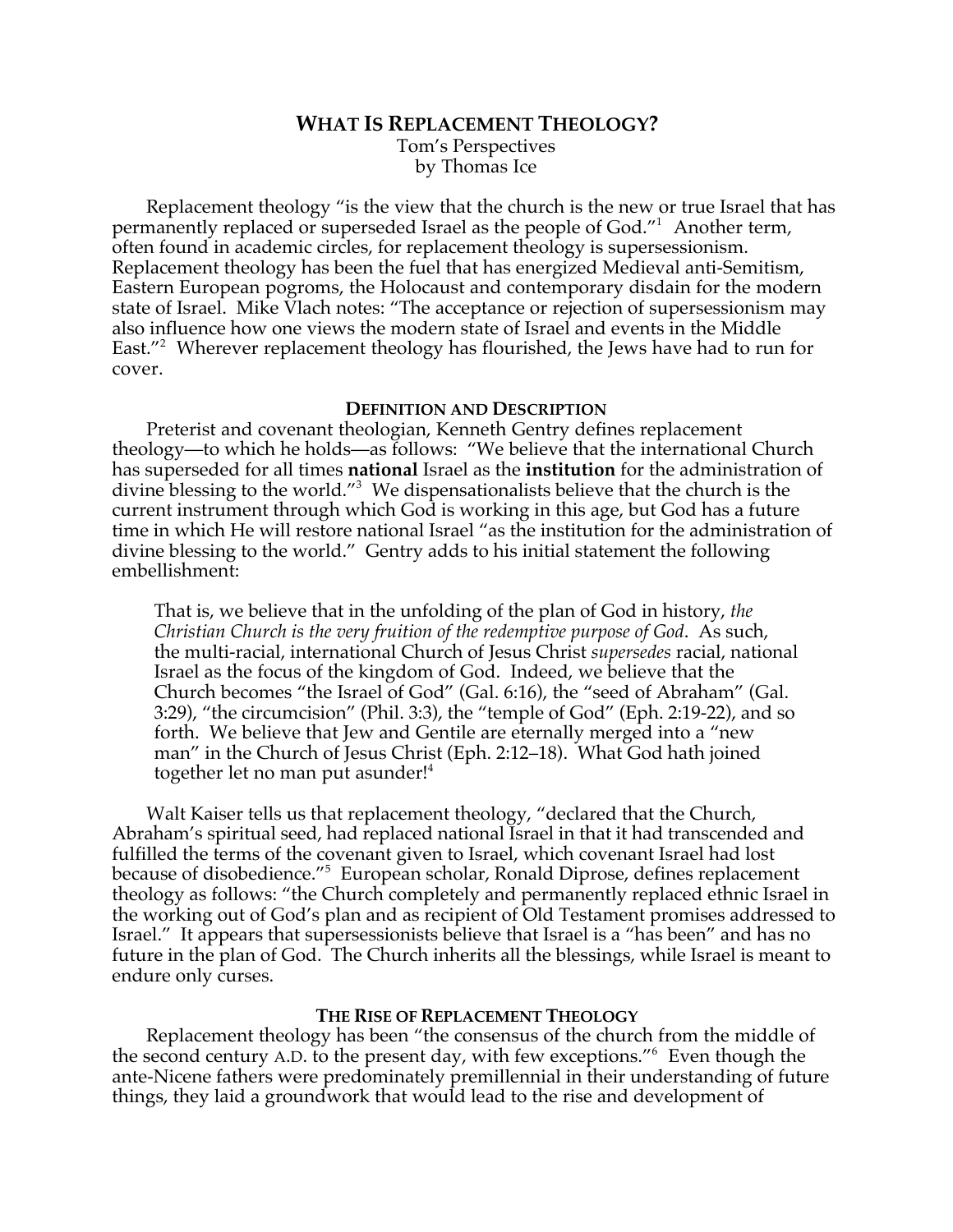# WHAT IS REPLACEMENT THEOLOGY?

Tom's Perspectives
by Thomas Ice

Replacement theology "is the view that the church is the new or true Israel that has permanently replaced or superseded Israel as the people of God."[1] Another term, often found in academic circles, for replacement theology is supersessionism. Replacement theology has been the fuel that has energized Medieval anti-Semitism, Eastern European pogroms, the Holocaust and contemporary disdain for the modern state of Israel. Mike Vlach notes: "The acceptance or rejection of supersessionism may also influence how one views the modern state of Israel and events in the Middle East."[2] Wherever replacement theology has flourished, the Jews have had to run for cover.

## DEFINITION AND DESCRIPTION

Preterist and covenant theologian, Kenneth Gentry defines replacement theology—to which he holds—as follows: "We believe that the international Church has superseded for all times **national** Israel as the **institution** for the administration of divine blessing to the world."[3] We dispensationalists believe that the church is the current instrument through which God is working in this age, but God has a future time in which He will restore national Israel "as the institution for the administration of divine blessing to the world." Gentry adds to his initial statement the following embellishment:

> That is, we believe that in the unfolding of the plan of God in history, *the Christian Church is the very fruition of the redemptive purpose of God*. As such, the multi-racial, international Church of Jesus Christ *supersedes* racial, national Israel as the focus of the kingdom of God. Indeed, we believe that the Church becomes "the Israel of God" (Gal. 6:16), the "seed of Abraham" (Gal. 3:29), "the circumcision" (Phil. 3:3), the "temple of God" (Eph. 2:19-22), and so forth. We believe that Jew and Gentile are eternally merged into a "new man" in the Church of Jesus Christ (Eph. 2:12–18). What God hath joined together let no man put asunder![4]

Walt Kaiser tells us that replacement theology, "declared that the Church, Abraham's spiritual seed, had replaced national Israel in that it had transcended and fulfilled the terms of the covenant given to Israel, which covenant Israel had lost because of disobedience."[5] European scholar, Ronald Diprose, defines replacement theology as follows: "the Church completely and permanently replaced ethnic Israel in the working out of God's plan and as recipient of Old Testament promises addressed to Israel." It appears that supersessionists believe that Israel is a "has been" and has no future in the plan of God. The Church inherits all the blessings, while Israel is meant to endure only curses.

## THE RISE OF REPLACEMENT THEOLOGY

Replacement theology has been "the consensus of the church from the middle of the second century A.D. to the present day, with few exceptions."[6] Even though the ante-Nicene fathers were predominately premillennial in their understanding of future things, they laid a groundwork that would lead to the rise and development of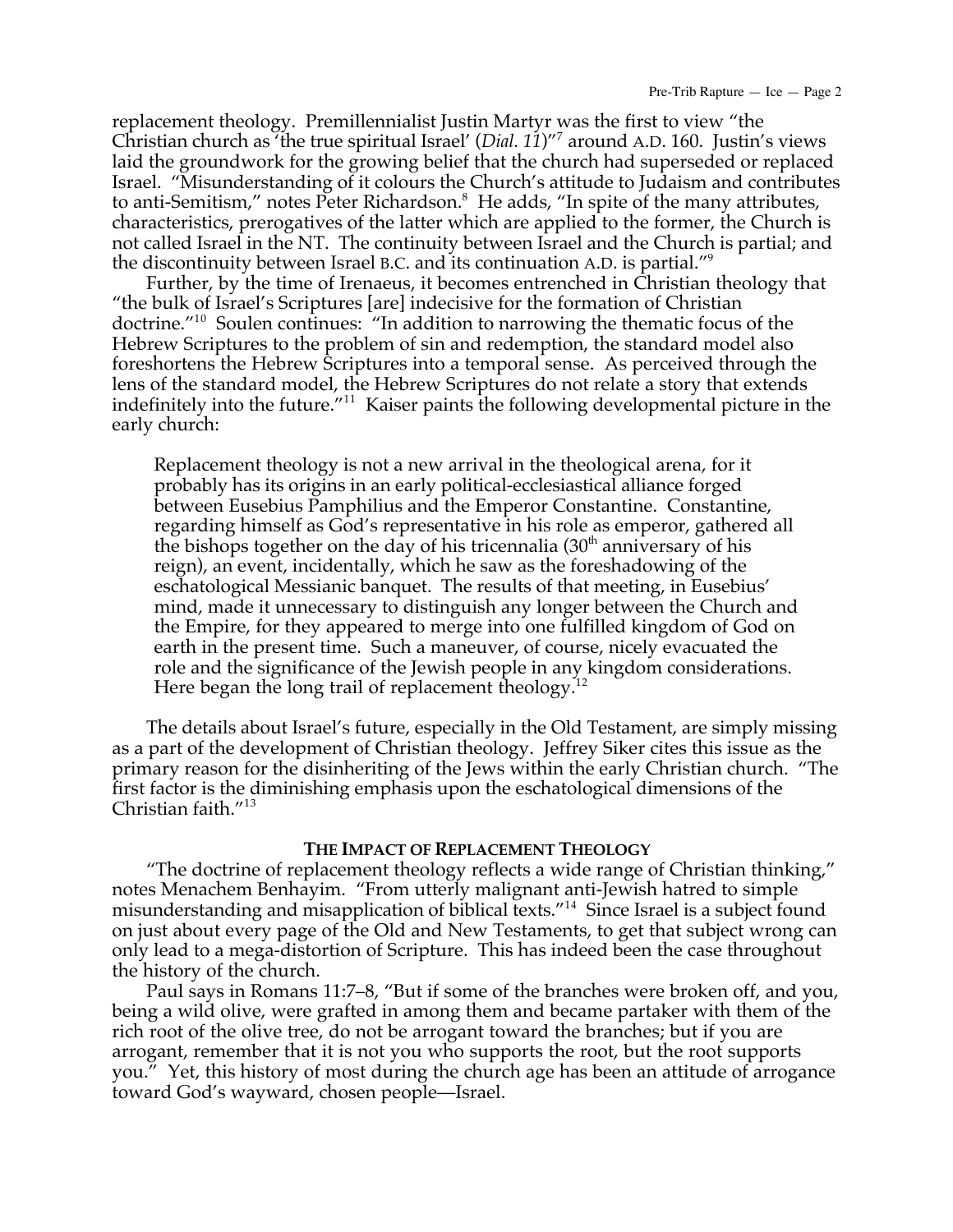replacement theology. Premillennialist Justin Martyr was the first to view "the Christian church as 'the true spiritual Israel' (*Dial. 11*)"[7] around A.D. 160. Justin's views laid the groundwork for the growing belief that the church had superseded or replaced Israel. "Misunderstanding of it colours the Church's attitude to Judaism and contributes to anti-Semitism," notes Peter Richardson.[8] He adds, "In spite of the many attributes, characteristics, prerogatives of the latter which are applied to the former, the Church is not called Israel in the NT. The continuity between Israel and the Church is partial; and the discontinuity between Israel B.C. and its continuation A.D. is partial."[9]

Further, by the time of Irenaeus, it becomes entrenched in Christian theology that "the bulk of Israel's Scriptures [are] indecisive for the formation of Christian doctrine."[10] Soulen continues: "In addition to narrowing the thematic focus of the Hebrew Scriptures to the problem of sin and redemption, the standard model also foreshortens the Hebrew Scriptures into a temporal sense. As perceived through the lens of the standard model, the Hebrew Scriptures do not relate a story that extends indefinitely into the future."[11] Kaiser paints the following developmental picture in the early church:

> Replacement theology is not a new arrival in the theological arena, for it probably has its origins in an early political-ecclesiastical alliance forged between Eusebius Pamphilius and the Emperor Constantine. Constantine, regarding himself as God's representative in his role as emperor, gathered all the bishops together on the day of his tricennalia (30th anniversary of his reign), an event, incidentally, which he saw as the foreshadowing of the eschatological Messianic banquet. The results of that meeting, in Eusebius' mind, made it unnecessary to distinguish any longer between the Church and the Empire, for they appeared to merge into one fulfilled kingdom of God on earth in the present time. Such a maneuver, of course, nicely evacuated the role and the significance of the Jewish people in any kingdom considerations. Here began the long trail of replacement theology.[12]

The details about Israel's future, especially in the Old Testament, are simply missing as a part of the development of Christian theology. Jeffrey Siker cites this issue as the primary reason for the disinheriting of the Jews within the early Christian church. "The first factor is the diminishing emphasis upon the eschatological dimensions of the Christian faith."[13]

## The Impact of Replacement Theology

"The doctrine of replacement theology reflects a wide range of Christian thinking," notes Menachem Benhayim. "From utterly malignant anti-Jewish hatred to simple misunderstanding and misapplication of biblical texts."[14] Since Israel is a subject found on just about every page of the Old and New Testaments, to get that subject wrong can only lead to a mega-distortion of Scripture. This has indeed been the case throughout the history of the church.

Paul says in Romans 11:7–8, "But if some of the branches were broken off, and you, being a wild olive, were grafted in among them and became partaker with them of the rich root of the olive tree, do not be arrogant toward the branches; but if you are arrogant, remember that it is not you who supports the root, but the root supports you." Yet, this history of most during the church age has been an attitude of arrogance toward God's wayward, chosen people—Israel.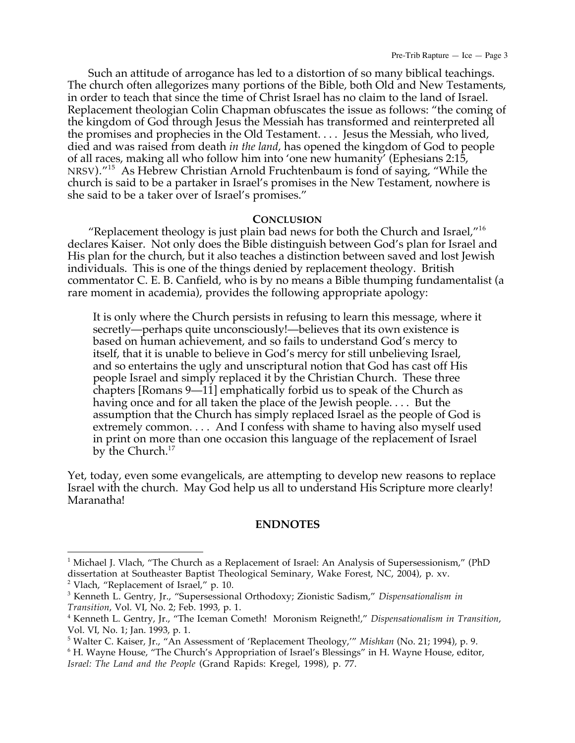Such an attitude of arrogance has led to a distortion of so many biblical teachings. The church often allegorizes many portions of the Bible, both Old and New Testaments, in order to teach that since the time of Christ Israel has no claim to the land of Israel. Replacement theologian Colin Chapman obfuscates the issue as follows: "the coming of the kingdom of God through Jesus the Messiah has transformed and reinterpreted all the promises and prophecies in the Old Testament. . . . Jesus the Messiah, who lived, died and was raised from death *in the land*, has opened the kingdom of God to people of all races, making all who follow him into 'one new humanity' (Ephesians 2:15, NRSV)."[15] As Hebrew Christian Arnold Fruchtenbaum is fond of saying, "While the church is said to be a partaker in Israel's promises in the New Testament, nowhere is she said to be a taker over of Israel's promises."

## CONCLUSION

"Replacement theology is just plain bad news for both the Church and Israel,"[16] declares Kaiser. Not only does the Bible distinguish between God's plan for Israel and His plan for the church, but it also teaches a distinction between saved and lost Jewish individuals. This is one of the things denied by replacement theology. British commentator C. E. B. Canfield, who is by no means a Bible thumping fundamentalist (a rare moment in academia), provides the following appropriate apology:

> It is only where the Church persists in refusing to learn this message, where it secretly—perhaps quite unconsciously!—believes that its own existence is based on human achievement, and so fails to understand God's mercy to itself, that it is unable to believe in God's mercy for still unbelieving Israel, and so entertains the ugly and unscriptural notion that God has cast off His people Israel and simply replaced it by the Christian Church. These three chapters [Romans 9—11] emphatically forbid us to speak of the Church as having once and for all taken the place of the Jewish people. . . . But the assumption that the Church has simply replaced Israel as the people of God is extremely common. . . . And I confess with shame to having also myself used in print on more than one occasion this language of the replacement of Israel by the Church.[17]

Yet, today, even some evangelicals, are attempting to develop new reasons to replace Israel with the church. May God help us all to understand His Scripture more clearly! Maranatha!

## ENDNOTES

[1] Michael J. Vlach, "The Church as a Replacement of Israel: An Analysis of Supersessionism," (PhD dissertation at Southeaster Baptist Theological Seminary, Wake Forest, NC, 2004), p. xv.

[2] Vlach, "Replacement of Israel," p. 10.

[3] Kenneth L. Gentry, Jr., "Supersessional Orthodoxy; Zionistic Sadism," *Dispensationalism in Transition*, Vol. VI, No. 2; Feb. 1993, p. 1.

[4] Kenneth L. Gentry, Jr., "The Iceman Cometh! Moronism Reigneth!," *Dispensationalism in Transition*, Vol. VI, No. 1; Jan. 1993, p. 1.

[5] Walter C. Kaiser, Jr., "An Assessment of 'Replacement Theology,'" *Mishkan* (No. 21; 1994), p. 9.

[6] H. Wayne House, "The Church's Appropriation of Israel's Blessings" in H. Wayne House, editor, *Israel: The Land and the People* (Grand Rapids: Kregel, 1998), p. 77.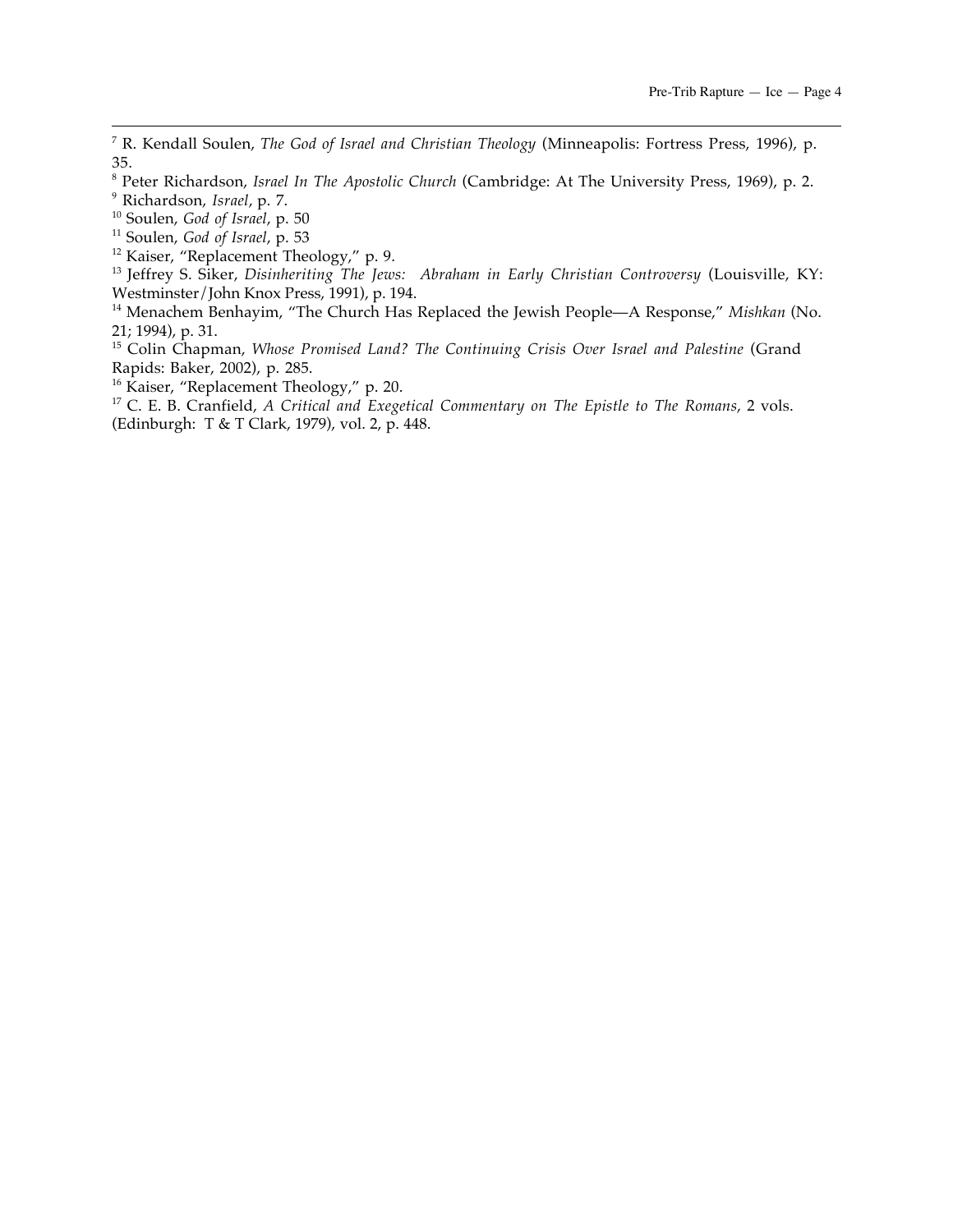[7] R. Kendall Soulen, *The God of Israel and Christian Theology* (Minneapolis: Fortress Press, 1996), p. 35.

[8] Peter Richardson, *Israel In The Apostolic Church* (Cambridge: At The University Press, 1969), p. 2.

[9] Richardson, *Israel*, p. 7.

[10] Soulen, *God of Israel*, p. 50

[11] Soulen, *God of Israel*, p. 53

[12] Kaiser, "Replacement Theology," p. 9.

[13] Jeffrey S. Siker, *Disinheriting The Jews: Abraham in Early Christian Controversy* (Louisville, KY: Westminster/John Knox Press, 1991), p. 194.

[14] Menachem Benhayim, "The Church Has Replaced the Jewish People—A Response," *Mishkan* (No. 21; 1994), p. 31.

[15] Colin Chapman, *Whose Promised Land? The Continuing Crisis Over Israel and Palestine* (Grand Rapids: Baker, 2002), p. 285.

[16] Kaiser, "Replacement Theology," p. 20.

[17] C. E. B. Cranfield, *A Critical and Exegetical Commentary on The Epistle to The Romans*, 2 vols. (Edinburgh: T & T Clark, 1979), vol. 2, p. 448.